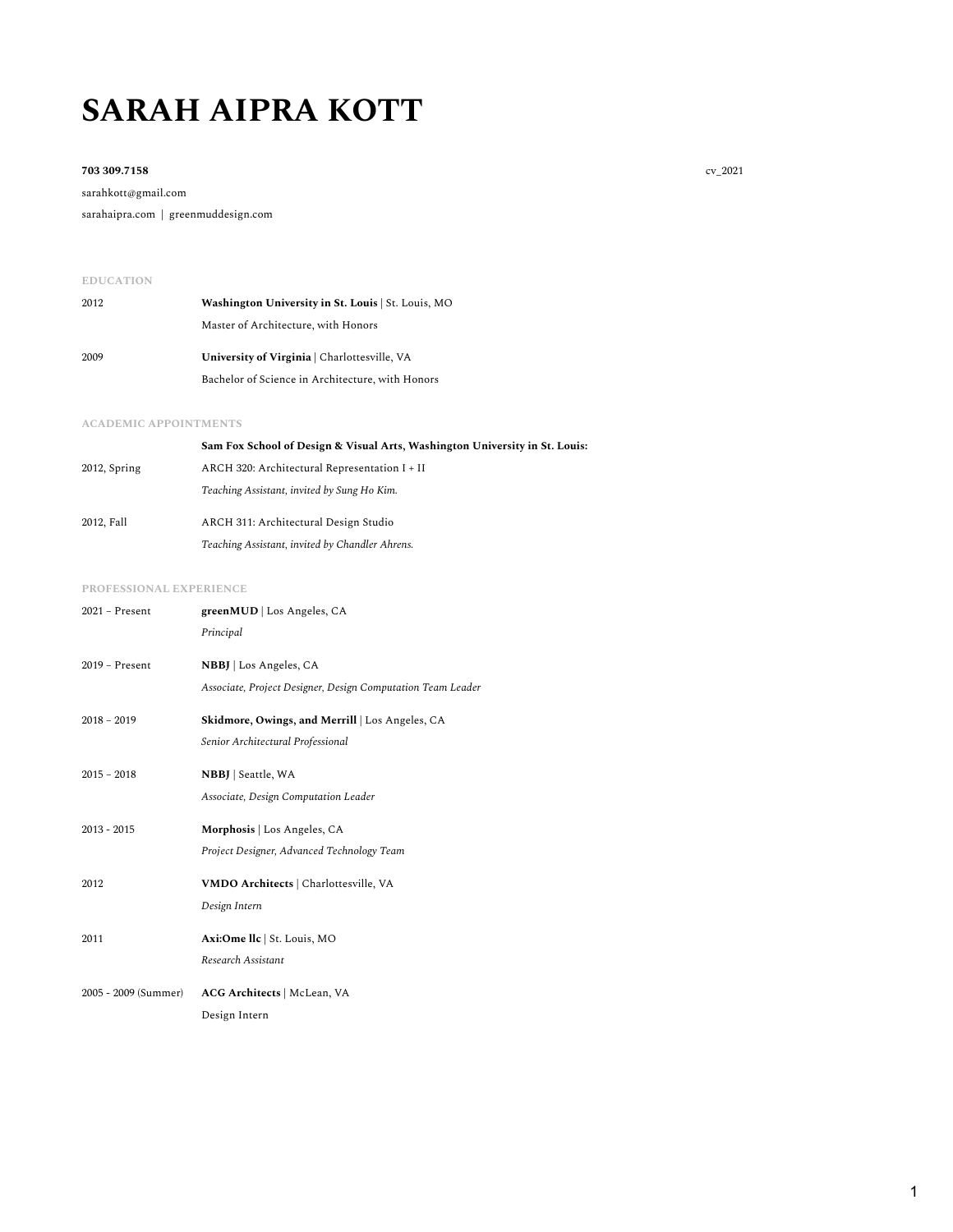# SARAH AIPRA KOTT

**703 309.7158**

cv_2021

sarahkott@gmail.com

sarahaipra.com | greenmuddesign.com

## EDUCATION

2012 **Washington University in St. Louis** | St. Louis, MO
Master of Architecture, with Honors

2009 **University of Virginia** | Charlottesville, VA
Bachelor of Science in Architecture, with Honors

## ACADEMIC APPOINTMENTS

**Sam Fox School of Design & Visual Arts, Washington University in St. Louis:**

2012, Spring ARCH 320: Architectural Representation I + II
*Teaching Assistant, invited by Sung Ho Kim.*

2012, Fall ARCH 311: Architectural Design Studio
*Teaching Assistant, invited by Chandler Ahrens.*

## PROFESSIONAL EXPERIENCE

2021 – Present **greenMUD** | Los Angeles, CA
*Principal*

2019 – Present **NBBJ** | Los Angeles, CA
*Associate, Project Designer, Design Computation Team Leader*

2018 – 2019 **Skidmore, Owings, and Merrill** | Los Angeles, CA
*Senior Architectural Professional*

2015 – 2018 **NBBJ** | Seattle, WA
*Associate, Design Computation Leader*

2013 - 2015 **Morphosis** | Los Angeles, CA
*Project Designer, Advanced Technology Team*

2012 **VMDO Architects** | Charlottesville, VA
*Design Intern*

2011 **Axi:Ome llc** | St. Louis, MO
*Research Assistant*

2005 - 2009 (Summer) **ACG Architects** | McLean, VA
Design Intern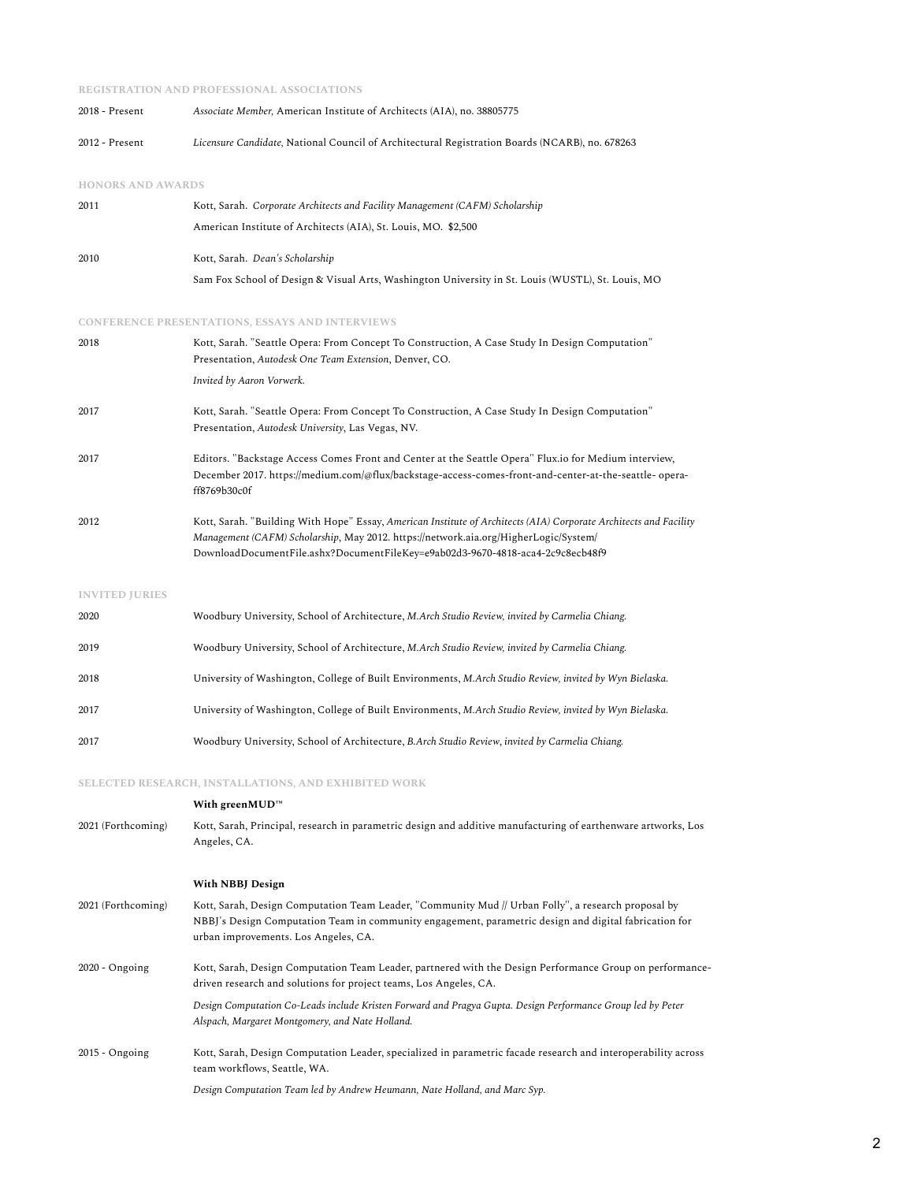## REGISTRATION AND PROFESSIONAL ASSOCIATIONS

2018 - Present — *Associate Member,* American Institute of Architects (AIA), no. 38805775

2012 - Present — *Licensure Candidate*, National Council of Architectural Registration Boards (NCARB), no. 678263

## HONORS AND AWARDS

2011 — Kott, Sarah. *Corporate Architects and Facility Management (CAFM) Scholarship*
American Institute of Architects (AIA), St. Louis, MO. $2,500

2010 — Kott, Sarah. *Dean's Scholarship*
Sam Fox School of Design & Visual Arts, Washington University in St. Louis (WUSTL), St. Louis, MO

## CONFERENCE PRESENTATIONS, ESSAYS AND INTERVIEWS

2018 — Kott, Sarah. "Seattle Opera: From Concept To Construction, A Case Study In Design Computation" Presentation, *Autodesk One Team Extension*, Denver, CO.
*Invited by Aaron Vorwerk.*

2017 — Kott, Sarah. "Seattle Opera: From Concept To Construction, A Case Study In Design Computation" Presentation, *Autodesk University*, Las Vegas, NV.

2017 — Editors. "Backstage Access Comes Front and Center at the Seattle Opera" Flux.io for Medium interview, December 2017. https://medium.com/@flux/backstage-access-comes-front-and-center-at-the-seattle- opera-ff8769b30c0f

2012 — Kott, Sarah. "Building With Hope" Essay, *American Institute of Architects (AIA) Corporate Architects and Facility Management (CAFM) Scholarship*, May 2012. https://network.aia.org/HigherLogic/System/DownloadDocumentFile.ashx?DocumentFileKey=e9ab02d3-9670-4818-aca4-2c9c8ecb48f9

## INVITED JURIES

2020 — Woodbury University, School of Architecture, *M.Arch Studio Review, invited by Carmelia Chiang.*

2019 — Woodbury University, School of Architecture, *M.Arch Studio Review, invited by Carmelia Chiang.*

2018 — University of Washington, College of Built Environments, *M.Arch Studio Review, invited by Wyn Bielaska.*

2017 — University of Washington, College of Built Environments, *M.Arch Studio Review, invited by Wyn Bielaska.*

2017 — Woodbury University, School of Architecture, *B.Arch Studio Review*, *invited by Carmelia Chiang.*

## SELECTED RESEARCH, INSTALLATIONS, AND EXHIBITED WORK

**With greenMUD™**

2021 (Forthcoming) — Kott, Sarah, Principal, research in parametric design and additive manufacturing of earthenware artworks, Los Angeles, CA.

**With NBBJ Design**

2021 (Forthcoming) — Kott, Sarah, Design Computation Team Leader, "Community Mud // Urban Folly", a research proposal by NBBJ's Design Computation Team in community engagement, parametric design and digital fabrication for urban improvements. Los Angeles, CA.

2020 - Ongoing — Kott, Sarah, Design Computation Team Leader, partnered with the Design Performance Group on performance-driven research and solutions for project teams, Los Angeles, CA.
*Design Computation Co-Leads include Kristen Forward and Pragya Gupta. Design Performance Group led by Peter Alspach, Margaret Montgomery, and Nate Holland.*

2015 - Ongoing — Kott, Sarah, Design Computation Leader, specialized in parametric facade research and interoperability across team workflows, Seattle, WA.
*Design Computation Team led by Andrew Heumann, Nate Holland, and Marc Syp.*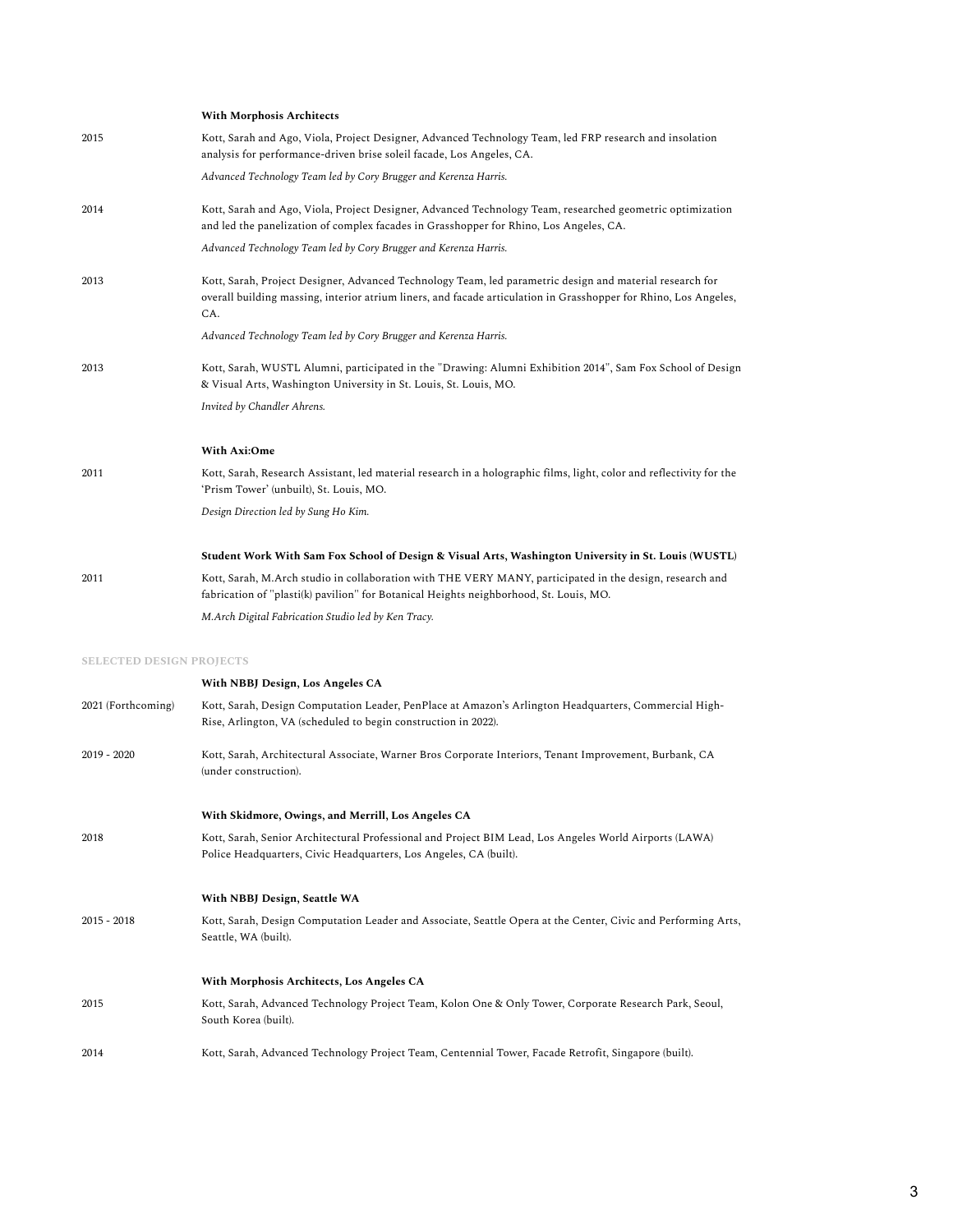**With Morphosis Architects**

2015 — Kott, Sarah and Ago, Viola, Project Designer, Advanced Technology Team, led FRP research and insolation analysis for performance-driven brise soleil facade, Los Angeles, CA.

*Advanced Technology Team led by Cory Brugger and Kerenza Harris.*

2014 — Kott, Sarah and Ago, Viola, Project Designer, Advanced Technology Team, researched geometric optimization and led the panelization of complex facades in Grasshopper for Rhino, Los Angeles, CA.

*Advanced Technology Team led by Cory Brugger and Kerenza Harris.*

2013 — Kott, Sarah, Project Designer, Advanced Technology Team, led parametric design and material research for overall building massing, interior atrium liners, and facade articulation in Grasshopper for Rhino, Los Angeles, CA.

*Advanced Technology Team led by Cory Brugger and Kerenza Harris.*

2013 — Kott, Sarah, WUSTL Alumni, participated in the "Drawing: Alumni Exhibition 2014", Sam Fox School of Design & Visual Arts, Washington University in St. Louis, St. Louis, MO.

*Invited by Chandler Ahrens.*

**With Axi:Ome**

2011 — Kott, Sarah, Research Assistant, led material research in a holographic films, light, color and reflectivity for the 'Prism Tower' (unbuilt), St. Louis, MO.

*Design Direction led by Sung Ho Kim.*

**Student Work With Sam Fox School of Design & Visual Arts, Washington University in St. Louis (WUSTL)**

2011 — Kott, Sarah, M.Arch studio in collaboration with THE VERY MANY, participated in the design, research and fabrication of "plasti(k) pavilion" for Botanical Heights neighborhood, St. Louis, MO.

*M.Arch Digital Fabrication Studio led by Ken Tracy.*

## SELECTED DESIGN PROJECTS

**With NBBJ Design, Los Angeles CA**

2021 (Forthcoming) — Kott, Sarah, Design Computation Leader, PenPlace at Amazon's Arlington Headquarters, Commercial High-Rise, Arlington, VA (scheduled to begin construction in 2022).

2019 - 2020 — Kott, Sarah, Architectural Associate, Warner Bros Corporate Interiors, Tenant Improvement, Burbank, CA (under construction).

**With Skidmore, Owings, and Merrill, Los Angeles CA**

2018 — Kott, Sarah, Senior Architectural Professional and Project BIM Lead, Los Angeles World Airports (LAWA) Police Headquarters, Civic Headquarters, Los Angeles, CA (built).

**With NBBJ Design, Seattle WA**

2015 - 2018 — Kott, Sarah, Design Computation Leader and Associate, Seattle Opera at the Center, Civic and Performing Arts, Seattle, WA (built).

**With Morphosis Architects, Los Angeles CA**

2015 — Kott, Sarah, Advanced Technology Project Team, Kolon One & Only Tower, Corporate Research Park, Seoul, South Korea (built).

2014 — Kott, Sarah, Advanced Technology Project Team, Centennial Tower, Facade Retrofit, Singapore (built).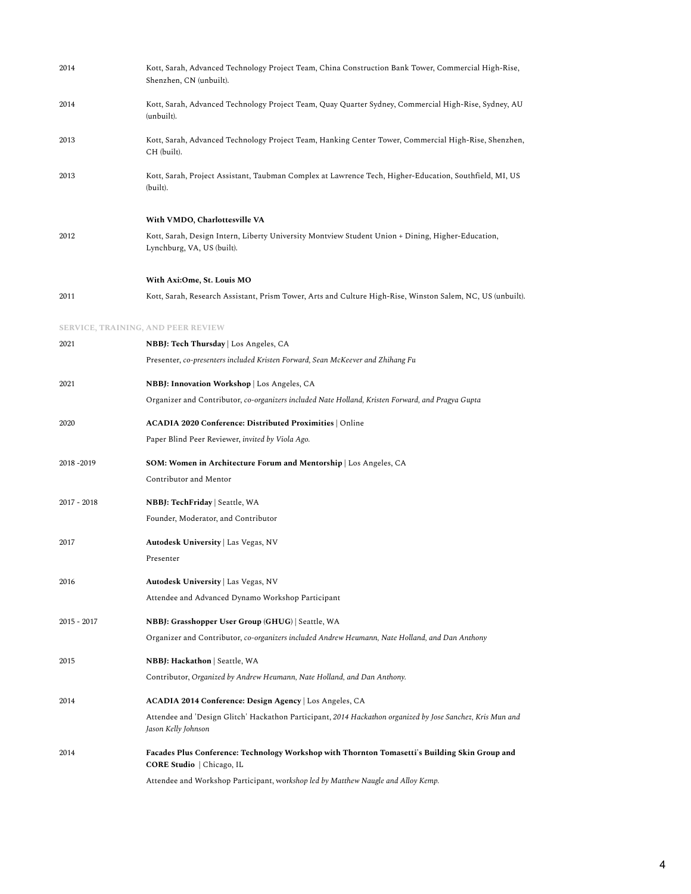2014 Kott, Sarah, Advanced Technology Project Team, China Construction Bank Tower, Commercial High-Rise, Shenzhen, CN (unbuilt).

2014 Kott, Sarah, Advanced Technology Project Team, Quay Quarter Sydney, Commercial High-Rise, Sydney, AU (unbuilt).

2013 Kott, Sarah, Advanced Technology Project Team, Hanking Center Tower, Commercial High-Rise, Shenzhen, CH (built).

2013 Kott, Sarah, Project Assistant, Taubman Complex at Lawrence Tech, Higher-Education, Southfield, MI, US (built).

**With VMDO, Charlottesville VA**

2012 Kott, Sarah, Design Intern, Liberty University Montview Student Union + Dining, Higher-Education, Lynchburg, VA, US (built).

**With Axi:Ome, St. Louis MO**

2011 Kott, Sarah, Research Assistant, Prism Tower, Arts and Culture High-Rise, Winston Salem, NC, US (unbuilt).

## SERVICE, TRAINING, AND PEER REVIEW

2021 **NBBJ: Tech Thursday** | Los Angeles, CA

Presenter, *co-presenters included Kristen Forward, Sean McKeever and Zhihang Fu*

2021 **NBBJ: Innovation Workshop** | Los Angeles, CA

Organizer and Contributor, *co-organizers included Nate Holland, Kristen Forward, and Pragya Gupta*

2020 **ACADIA 2020 Conference: Distributed Proximities** | Online

Paper Blind Peer Reviewer, *invited by Viola Ago.*

2018 -2019 **SOM: Women in Architecture Forum and Mentorship** | Los Angeles, CA

Contributor and Mentor

2017 - 2018 **NBBJ: TechFriday** | Seattle, WA

Founder, Moderator, and Contributor

2017 **Autodesk University** | Las Vegas, NV

Presenter

2016 **Autodesk University** | Las Vegas, NV

Attendee and Advanced Dynamo Workshop Participant

2015 - 2017 **NBBJ: Grasshopper User Group (GHUG)** | Seattle, WA

Organizer and Contributor, *co-organizers included Andrew Heumann, Nate Holland, and Dan Anthony*

2015 **NBBJ: Hackathon** | Seattle, WA

Contributor, *Organized by Andrew Heumann, Nate Holland, and Dan Anthony.*

2014 **ACADIA 2014 Conference: Design Agency** | Los Angeles, CA

Attendee and 'Design Glitch' Hackathon Participant, *2014 Hackathon organized by Jose Sanchez, Kris Mun and Jason Kelly Johnson*

2014 **Facades Plus Conference: Technology Workshop with Thornton Tomasetti's Building Skin Group and CORE Studio** | Chicago, IL

Attendee and Workshop Participant, w*orkshop led by Matthew Naugle and Alloy Kemp.*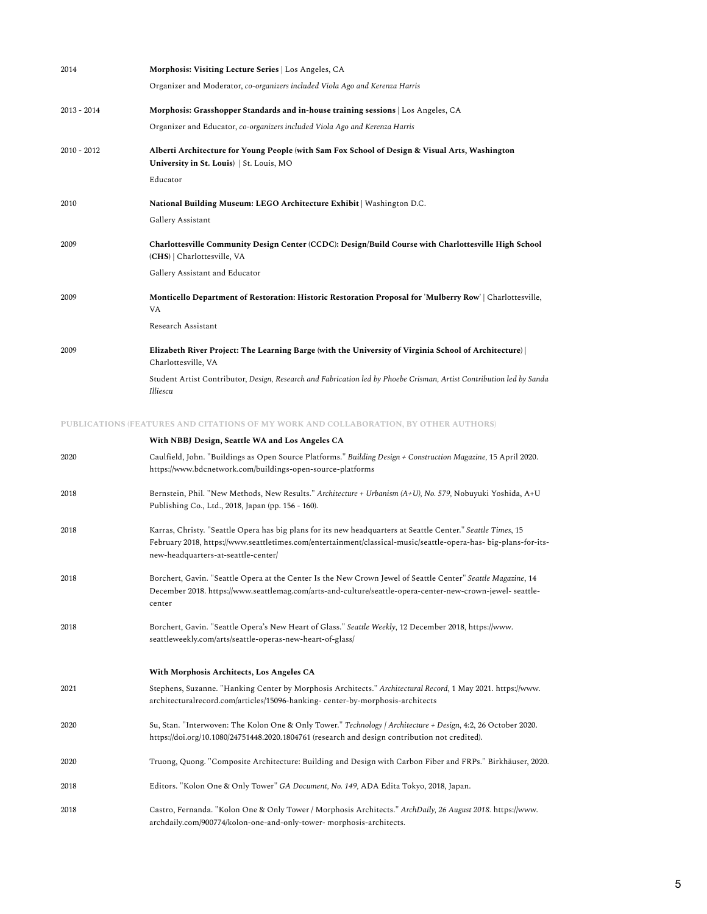2014 **Morphosis: Visiting Lecture Series** | Los Angeles, CA

Organizer and Moderator, *co-organizers included Viola Ago and Kerenza Harris*

2013 - 2014 **Morphosis: Grasshopper Standards and in-house training sessions** | Los Angeles, CA

Organizer and Educator, *co-organizers included Viola Ago and Kerenza Harris*

2010 - 2012 **Alberti Architecture for Young People (with Sam Fox School of Design & Visual Arts, Washington University in St. Louis)** | St. Louis, MO

Educator

2010 **National Building Museum: LEGO Architecture Exhibit** | Washington D.C.

Gallery Assistant

2009 **Charlottesville Community Design Center (CCDC): Design/Build Course with Charlottesville High School (CHS)** | Charlottesville, VA

Gallery Assistant and Educator

2009 **Monticello Department of Restoration: Historic Restoration Proposal for 'Mulberry Row'** | Charlottesville, VA

Research Assistant

2009 **Elizabeth River Project: The Learning Barge (with the University of Virginia School of Architecture)** | Charlottesville, VA

Student Artist Contributor, *Design, Research and Fabrication led by Phoebe Crisman, Artist Contribution led by Sanda Illiescu*

## PUBLICATIONS (FEATURES AND CITATIONS OF MY WORK AND COLLABORATION, BY OTHER AUTHORS)

**With NBBJ Design, Seattle WA and Los Angeles CA**

2020 Caulfield, John. "Buildings as Open Source Platforms." *Building Design + Construction Magazine,* 15 April 2020. https://www.bdcnetwork.com/buildings-open-source-platforms

2018 Bernstein, Phil. "New Methods, New Results." *Architecture + Urbanism (A+U), No. 579,* Nobuyuki Yoshida, A+U Publishing Co., Ltd., 2018, Japan (pp. 156 - 160).

2018 Karras, Christy. "Seattle Opera has big plans for its new headquarters at Seattle Center." *Seattle Times*, 15 February 2018, https://www.seattletimes.com/entertainment/classical-music/seattle-opera-has- big-plans-for-its-new-headquarters-at-seattle-center/

2018 Borchert, Gavin. "Seattle Opera at the Center Is the New Crown Jewel of Seattle Center" *Seattle Magazine*, 14 December 2018. https://www.seattlemag.com/arts-and-culture/seattle-opera-center-new-crown-jewel- seattle-center

2018 Borchert, Gavin. "Seattle Opera's New Heart of Glass." *Seattle Weekly*, 12 December 2018, https://www.seattleweekly.com/arts/seattle-operas-new-heart-of-glass/

**With Morphosis Architects, Los Angeles CA**

2021 Stephens, Suzanne. "Hanking Center by Morphosis Architects." *Architectural Record*, 1 May 2021. https://www.architecturalrecord.com/articles/15096-hanking- center-by-morphosis-architects

2020 Su, Stan. "Interwoven: The Kolon One & Only Tower." *Technology | Architecture + Design*, 4:2, 26 October 2020. https://doi.org/10.1080/24751448.2020.1804761 (research and design contribution not credited).

2020 Truong, Quong. "Composite Architecture: Building and Design with Carbon Fiber and FRPs." Birkhäuser, 2020.

2018 Editors. "Kolon One & Only Tower" *GA Document, No. 149,* ADA Edita Tokyo, 2018, Japan.

2018 Castro, Fernanda. "Kolon One & Only Tower / Morphosis Architects." *ArchDaily, 26 August 2018.* https://www.archdaily.com/900774/kolon-one-and-only-tower- morphosis-architects.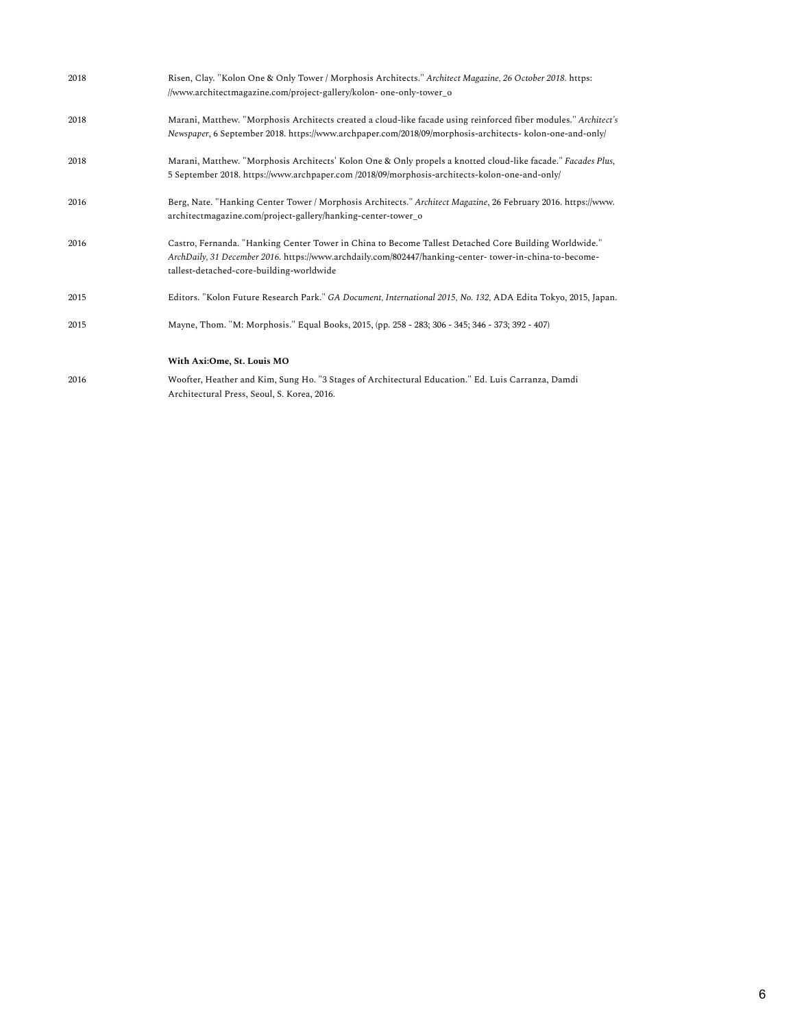2018 Risen, Clay. "Kolon One & Only Tower / Morphosis Architects." *Architect Magazine, 26 October 2018.* https: //www.architectmagazine.com/project-gallery/kolon- one-only-tower_o

2018 Marani, Matthew. "Morphosis Architects created a cloud-like facade using reinforced fiber modules." *Architect's Newspaper*, 6 September 2018. https://www.archpaper.com/2018/09/morphosis-architects- kolon-one-and-only/

2018 Marani, Matthew. "Morphosis Architects' Kolon One & Only propels a knotted cloud-like facade." *Facades Plus*, 5 September 2018. https://www.archpaper.com /2018/09/morphosis-architects-kolon-one-and-only/

2016 Berg, Nate. "Hanking Center Tower / Morphosis Architects." *Architect Magazine*, 26 February 2016. https://www. architectmagazine.com/project-gallery/hanking-center-tower_o

2016 Castro, Fernanda. "Hanking Center Tower in China to Become Tallest Detached Core Building Worldwide." *ArchDaily, 31 December 2016.* https://www.archdaily.com/802447/hanking-center- tower-in-china-to-become-tallest-detached-core-building-worldwide

2015 Editors. "Kolon Future Research Park." *GA Document, International 2015, No. 132,* ADA Edita Tokyo, 2015, Japan.

2015 Mayne, Thom. "M: Morphosis." Equal Books, 2015, (pp. 258 - 283; 306 - 345; 346 - 373; 392 - 407)

**With Axi:Ome, St. Louis MO**

2016 Woofter, Heather and Kim, Sung Ho. "3 Stages of Architectural Education." Ed. Luis Carranza, Damdi Architectural Press, Seoul, S. Korea, 2016.